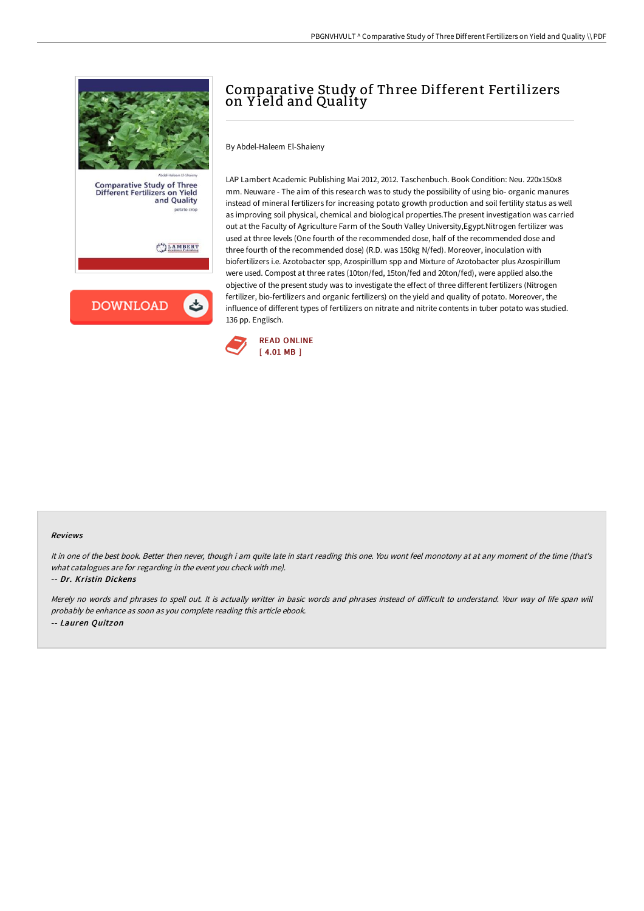# Comparative Study of Three Different Fertilizers on Yield and Quality

By Abdel-Haleem El-Shaieny

LAP Lambert Academic Publishing Mai 2012, 2012. Taschenbuch. Book Condition: Neu. 220x150x8 mm. Neuware - The aim of this research was to study the possibility of using bio- organic manures instead of mineral fertilizers for increasing potato growth production and soil fertility status as well as improving soil physical, chemical and biological properties.The present investigation was carried out at the Faculty of Agriculture Farm of the South Valley University,Egypt.Nitrogen fertilizer was used at three levels (One fourth of the recommended dose, half of the recommended dose and three fourth of the recommended dose) (R.D. was 150kg N/fed). Moreover, inoculation with biofertilizers i.e. Azotobacter spp, Azospirillum spp and Mixture of Azotobacter plus Azospirillum were used. Compost at three rates (10ton/fed, 15ton/fed and 20ton/fed), were applied also.the objective of the present study was to investigate the effect of three different fertilizers (Nitrogen fertilizer, bio-fertilizers and organic fertilizers) on the yield and quality of potato. Moreover, the influence of different types of fertilizers on nitrate and nitrite contents in tuber potato was studied. 136 pp. Englisch.

READ ONLINE
[ 4.01 MB ]

### Reviews

*It in one of the best book. Better then never, though i am quite late in start reading this one. You wont feel monotony at at any moment of the time (that's what catalogues are for regarding in the event you check with me).*

-- ***Dr. Kristin Dickens***

*Merely no words and phrases to spell out. It is actually writter in basic words and phrases instead of difficult to understand. Your way of life span will probably be enhance as soon as you complete reading this article ebook.*

-- ***Lauren Quitzon***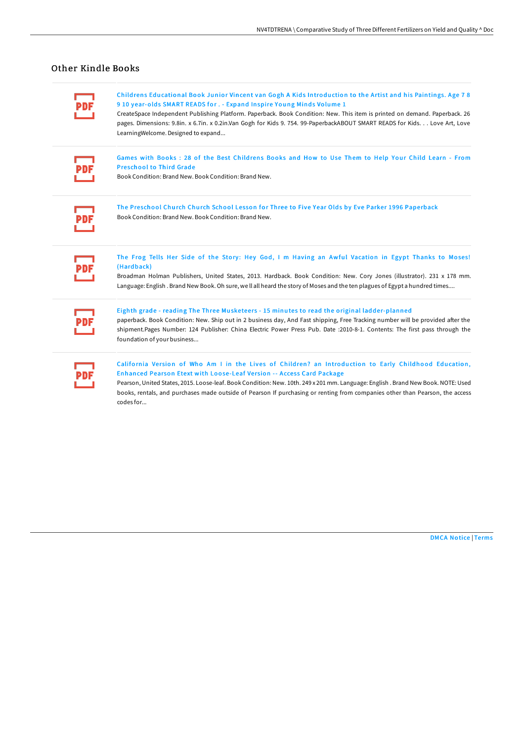## Other Kindle Books

**Childrens Educational Book Junior Vincent van Gogh A Kids Introduction to the Artist and his Paintings. Age 7 8 9 10 year-olds SMART READS for . - Expand Inspire Young Minds Volume 1**

CreateSpace Independent Publishing Platform. Paperback. Book Condition: New. This item is printed on demand. Paperback. 26 pages. Dimensions: 9.8in. x 6.7in. x 0.2in.Van Gogh for Kids 9. 754. 99-PaperbackABOUT SMART READS for Kids. . . Love Art, Love LearningWelcome. Designed to expand...

**Games with Books : 28 of the Best Childrens Books and How to Use Them to Help Your Child Learn - From Preschool to Third Grade**

Book Condition: Brand New. Book Condition: Brand New.

**The Preschool Church Church School Lesson for Three to Five Year Olds by Eve Parker 1996 Paperback**

Book Condition: Brand New. Book Condition: Brand New.

**The Frog Tells Her Side of the Story: Hey God, I m Having an Awful Vacation in Egypt Thanks to Moses! (Hardback)**

Broadman Holman Publishers, United States, 2013. Hardback. Book Condition: New. Cory Jones (illustrator). 231 x 178 mm. Language: English . Brand New Book. Oh sure, we ll all heard the story of Moses and the ten plagues of Egypt a hundred times....

**Eighth grade - reading The Three Musketeers - 15 minutes to read the original ladder-planned**

paperback. Book Condition: New. Ship out in 2 business day, And Fast shipping, Free Tracking number will be provided after the shipment.Pages Number: 124 Publisher: China Electric Power Press Pub. Date :2010-8-1. Contents: The first pass through the foundation of your business...

**California Version of Who Am I in the Lives of Children? an Introduction to Early Childhood Education, Enhanced Pearson Etext with Loose-Leaf Version -- Access Card Package**

Pearson, United States, 2015. Loose-leaf. Book Condition: New. 10th. 249 x 201 mm. Language: English . Brand New Book. NOTE: Used books, rentals, and purchases made outside of Pearson If purchasing or renting from companies other than Pearson, the access codes for...